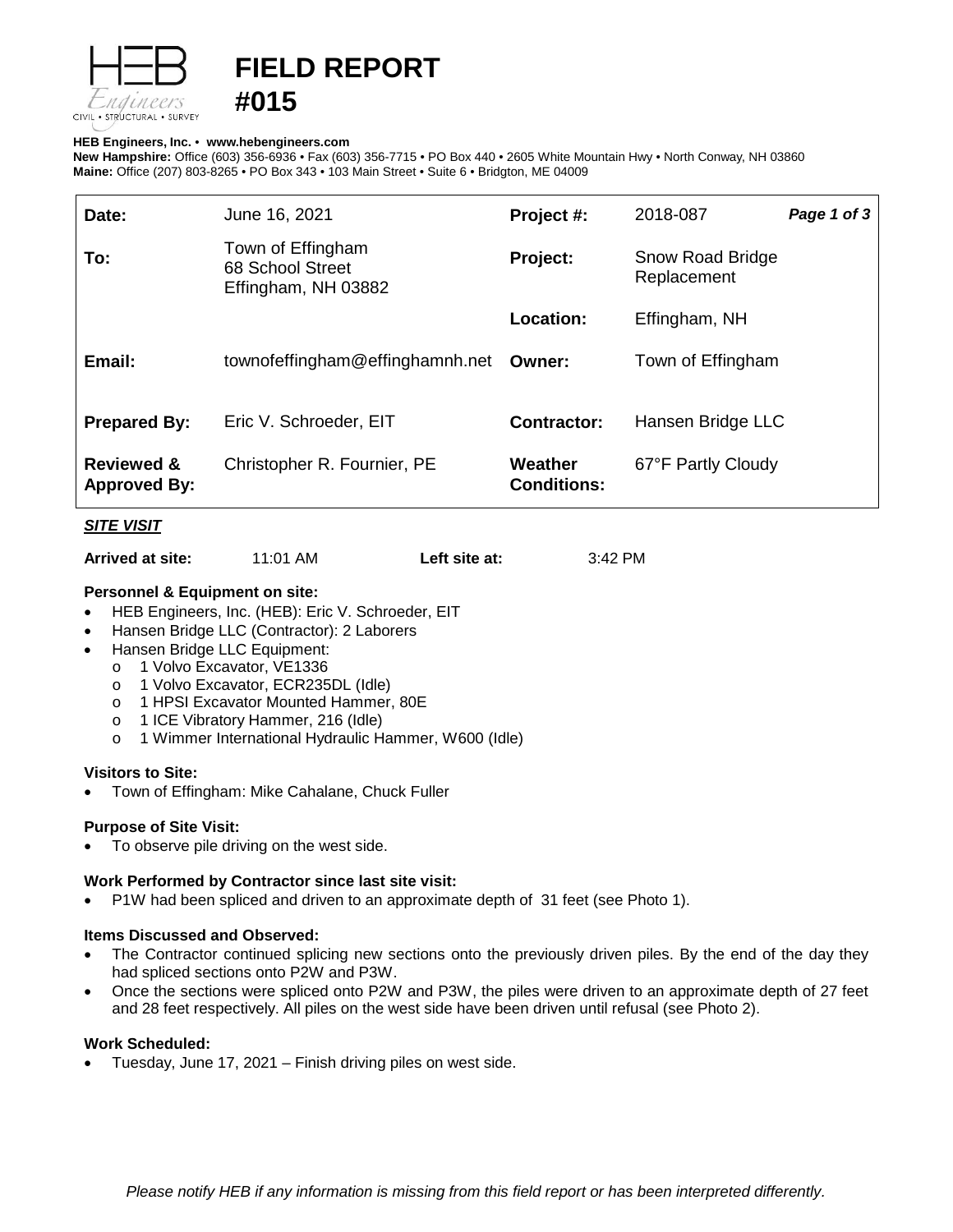# FIELD REPORT #015

**HEB Engineers, Inc.** • **www.hebengineers.com**
**New Hampshire:** Office (603) 356-6936 • Fax (603) 356-7715 • PO Box 440 • 2605 White Mountain Hwy • North Conway, NH 03860
**Maine:** Office (207) 803-8265 • PO Box 343 • 103 Main Street • Suite 6 • Bridgton, ME 04009

| | | | | |
|---|---|---|---|---|
| **Date:** | June 16, 2021 | **Project #:** | 2018-087 | ***Page 1 of 3*** |
| **To:** | Town of Effingham<br>68 School Street<br>Effingham, NH 03882 | **Project:** | Snow Road Bridge Replacement | |
| | | **Location:** | Effingham, NH | |
| **Email:** | townofeffingham@effinghamnh.net | **Owner:** | Town of Effingham | |
| **Prepared By:** | Eric V. Schroeder, EIT | **Contractor:** | Hansen Bridge LLC | |
| **Reviewed & Approved By:** | Christopher R. Fournier, PE | **Weather Conditions:** | 67°F Partly Cloudy | |

## *SITE VISIT*

**Arrived at site:** 11:01 AM **Left site at:** 3:42 PM

### Personnel & Equipment on site:

- HEB Engineers, Inc. (HEB): Eric V. Schroeder, EIT
- Hansen Bridge LLC (Contractor): 2 Laborers
- Hansen Bridge LLC Equipment:
  - 1 Volvo Excavator, VE1336
  - 1 Volvo Excavator, ECR235DL (Idle)
  - 1 HPSI Excavator Mounted Hammer, 80E
  - 1 ICE Vibratory Hammer, 216 (Idle)
  - 1 Wimmer International Hydraulic Hammer, W600 (Idle)

### Visitors to Site:

- Town of Effingham: Mike Cahalane, Chuck Fuller

### Purpose of Site Visit:

- To observe pile driving on the west side.

### Work Performed by Contractor since last site visit:

- P1W had been spliced and driven to an approximate depth of 31 feet (see Photo 1).

### Items Discussed and Observed:

- The Contractor continued splicing new sections onto the previously driven piles. By the end of the day they had spliced sections onto P2W and P3W.
- Once the sections were spliced onto P2W and P3W, the piles were driven to an approximate depth of 27 feet and 28 feet respectively. All piles on the west side have been driven until refusal (see Photo 2).

### Work Scheduled:

- Tuesday, June 17, 2021 – Finish driving piles on west side.

*Please notify HEB if any information is missing from this field report or has been interpreted differently.*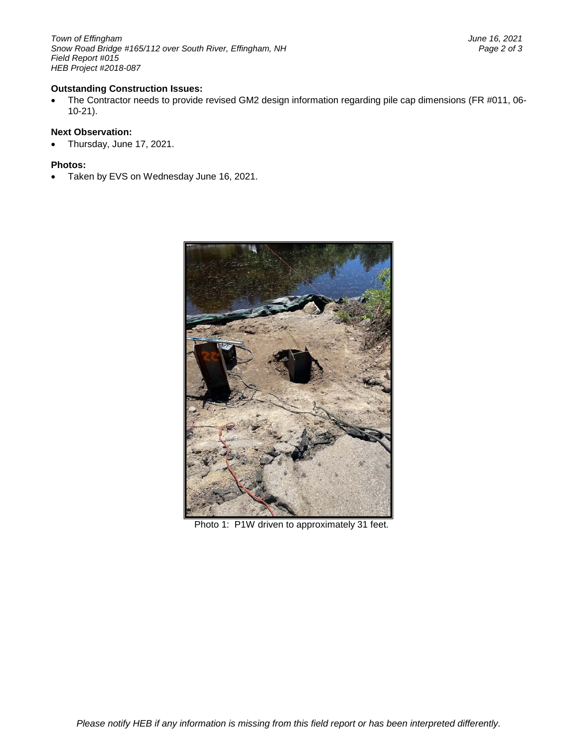**Outstanding Construction Issues:**

- The Contractor needs to provide revised GM2 design information regarding pile cap dimensions (FR #011, 06-10-21).

**Next Observation:**

- Thursday, June 17, 2021.

**Photos:**

- Taken by EVS on Wednesday June 16, 2021.

Photo 1: P1W driven to approximately 31 feet.

*Please notify HEB if any information is missing from this field report or has been interpreted differently.*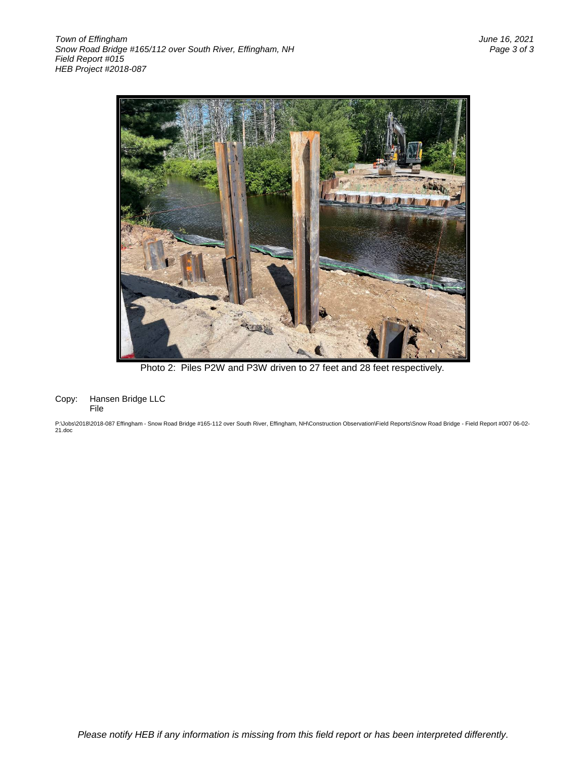Photo 2: Piles P2W and P3W driven to 27 feet and 28 feet respectively.

Copy: Hansen Bridge LLC
File

P:\Jobs\2018\2018-087 Effingham - Snow Road Bridge #165-112 over South River, Effingham, NH\Construction Observation\Field Reports\Snow Road Bridge - Field Report #007 06-02-21.doc

*Please notify HEB if any information is missing from this field report or has been interpreted differently.*